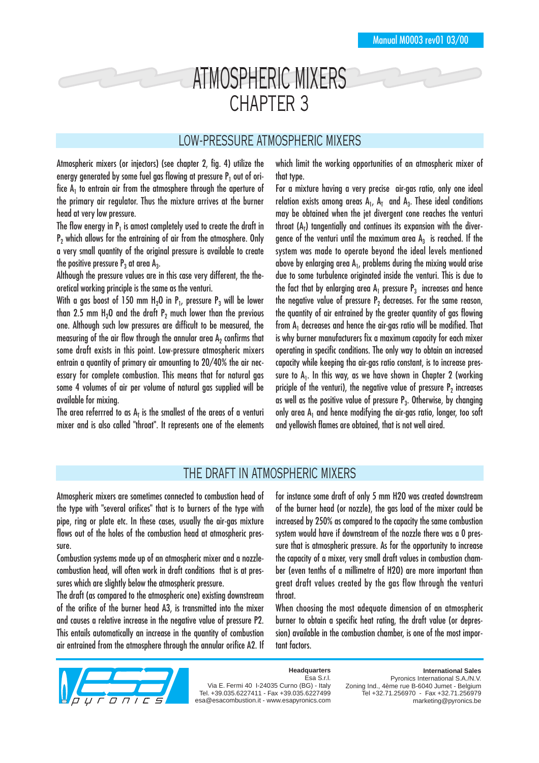# ATMOSPHERIC MIXERS
# CHAPTER 3

## LOW-PRESSURE ATMOSPHERIC MIXERS

Atmospheric mixers (or injectors) (see chapter 2, fig. 4) utilize the energy generated by some fuel gas flowing at pressure $P_1$ out of orifice $A_1$ to entrain air from the atmosphere through the aperture of the primary air regulator. Thus the mixture arrives at the burner head at very low pressure.

The flow energy in $P_1$ is amost completely used to create the draft in $P_2$ which allows for the entraining of air from the atmosphere. Only a very small quantity of the original pressure is available to create the positive pressure $P_3$ at area $A_3$.

Although the pressure values are in this case very different, the theoretical working principle is the same as the venturi.

With a gas boost of 150 mm $H_2O$ in $P_1$, pressure $P_3$ will be lower than 2.5 mm $H_2O$ and the draft $P_2$ much lower than the previous one. Although such low pressures are difficult to be measured, the measuring of the air flow through the annular area $A_2$ confirms that some draft exists in this point. Low-pressure atmospheric mixers entrain a quantity of primary air amounting to 20/40% the air necessary for complete combustion. This means that for natural gas some 4 volumes of air per volume of natural gas supplied will be available for mixing.

The area referrred to as $A_T$ is the smallest of the areas of a venturi mixer and is also called "throat". It represents one of the elements which limit the working opportunities of an atmospheric mixer of that type.

For a mixture having a very precise air-gas ratio, only one ideal relation exists among areas $A_1$, $A_T$ and $A_3$. These ideal conditions may be obtained when the jet divergent cone reaches the venturi throat ($A_T$) tangentially and continues its expansion with the divergence of the venturi until the maximum area $A_3$ is reached. If the system was made to operate beyond the ideal levels mentioned above by enlarging area $A_1$, problems during the mixing would arise due to some turbulence originated inside the venturi. This is due to the fact that by enlarging area $A_1$ pressure $P_3$ increases and hence the negative value of pressure $P_2$ decreases. For the same reason, the quantity of air entrained by the greater quantity of gas flowing from $A_1$ decreases and hence the air-gas ratio will be modified. That is why burner manufacturers fix a maximum capacity for each mixer operating in specific conditions. The only way to obtain an increased capacity while keeping tha air-gas ratio constant, is to increase pressure to $A_1$. In this way, as we have shown in Chapter 2 (working priciple of the venturi), the negative value of pressure $P_2$ increases as well as the positive value of pressure $P_3$. Otherwise, by changing only area $A_1$ and hence modifying the air-gas ratio, longer, too soft and yellowish flames are obtained, that is not well aired.

## THE DRAFT IN ATMOSPHERIC MIXERS

Atmospheric mixers are sometimes connected to combustion head of the type with "several orifices" that is to burners of the type with pipe, ring or plate etc. In these cases, usually the air-gas mixture flows out of the holes of the combustion head at atmospheric pressure.

Combustion systems made up of an atmospheric mixer and a nozzle-combustion head, will often work in draft conditions that is at pressures which are slightly below the atmospheric pressure.

The draft (as compared to the atmospheric one) existing downstream of the orifice of the burner head A3, is transmitted into the mixer and causes a relative increase in the negative value of pressure P2. This entails automatically an increase in the quantity of combustion air entrained from the atmosphere through the annular orifice A2. If for instance some draft of only 5 mm H2O was created downstream of the burner head (or nozzle), the gas load of the mixer could be increased by 250% as compared to the capacity the same combustion system would have if downstream of the nozzle there was a 0 pressure that is atmospheric pressure. As for the opportunity to increase the capacity of a mixer, very small draft values in combustion chamber (even tenths of a millimetre of H2O) are more important than great draft values created by the gas flow through the venturi throat.

When choosing the most adequate dimension of an atmospheric burner to obtain a specific heat rating, the draft value (or depression) available in the combustion chamber, is one of the most important factors.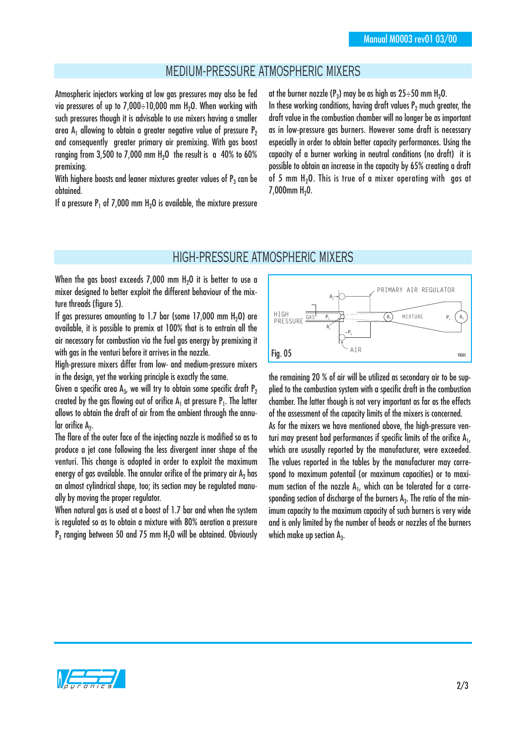## MEDIUM-PRESSURE ATMOSPHERIC MIXERS

Atmospheric injectors working at low gas pressures may also be fed via pressures of up to 7,000÷10,000 mm $H_2O$. When working with such pressures though it is advisable to use mixers having a smaller area $A_1$ allowing to obtain a greater negative value of pressure $P_2$ and consequently greater primary air premixing. With gas boost ranging from 3,500 to 7,000 mm $H_2O$ the result is a 40% to 60% premixing.

With highere boosts and leaner mixtures greater values of $P_3$ can be obtained.

If a pressure $P_1$ of 7,000 mm $H_2O$ is available, the mixture pressure at the burner nozzle ($P_3$) may be as high as 25÷50 mm $H_2O$.

In these working conditions, having draft values $P_2$ much greater, the draft value in the combustion chamber will no longer be as important as in low-pressure gas burners. However some draft is necessary especially in order to obtain better capacity performances. Using the capacity of a burner working in neutral conditions (no draft) it is possible to obtain an increase in the capacity by 65% creating a draft of 5 mm $H_2O$. This is true of a mixer operating with gas at 7,000mm $H_2O$.

## HIGH-PRESSURE ATMOSPHERIC MIXERS

When the gas boost exceeds 7,000 mm $H_2O$ it is better to use a mixer designed to better exploit the different behaviour of the mixture threads (figure 5).

If gas pressures amounting to 1.7 bar (some 17,000 mm $H_2O$) are available, it is possible to premix at 100% that is to entrain all the air necessary for combustion via the fuel gas energy by premixing it with gas in the venturi before it arrives in the nozzle.

High-pressure mixers differ from low- and medium-pressure mixers in the design, yet the working principle is exactly the same.

Given a specific area $A_3$, we will try to obtain some specific draft $P_2$ created by the gas flowing out of orifice $A_1$ at pressure $P_1$. The latter allows to obtain the draft of air from the ambient through the annular orifice $A_2$.

The flare of the outer face of the injecting nozzle is modified so as to produce a jet cone following the less divergent inner shape of the venturi. This change is adopted in order to exploit the maximum energy of gas available. The annular orifice of the primary air $A_2$ has an almost cylindrical shape, too; its section may be regulated manually by moving the proper regulator.

When natural gas is used at a boost of 1.7 bar and when the system is regulated so as to obtain a mixture with 80% aeration a pressure $P_3$ ranging between 50 and 75 mm $H_2O$ will be obtained. Obviously the remaining 20 % of air will be utilized as secondary air to be supplied to the combustion system with a specific draft in the combustion chamber. The latter though is not very important as far as the effects of the assessment of the capacity limits of the mixers is concerned.

As for the mixers we have mentioned above, the high-pressure venturi may present bad performances if specific limits of the orifice $A_1$, which are ususally reported by the manufacturer, were exceeded. The values reported in the tables by the manufacturer may correspond to maximum potentail (or maximum capacities) or to maximum section of the nozzle $A_1$, which can be tolerated for a corresponding section of discharge of the burners $A_3$. The ratio of the minimum capacity to the maximum capacity of such burners is very wide and is only limited by the number of heads or nozzles of the burners which make up section $A_3$.

Fig. 05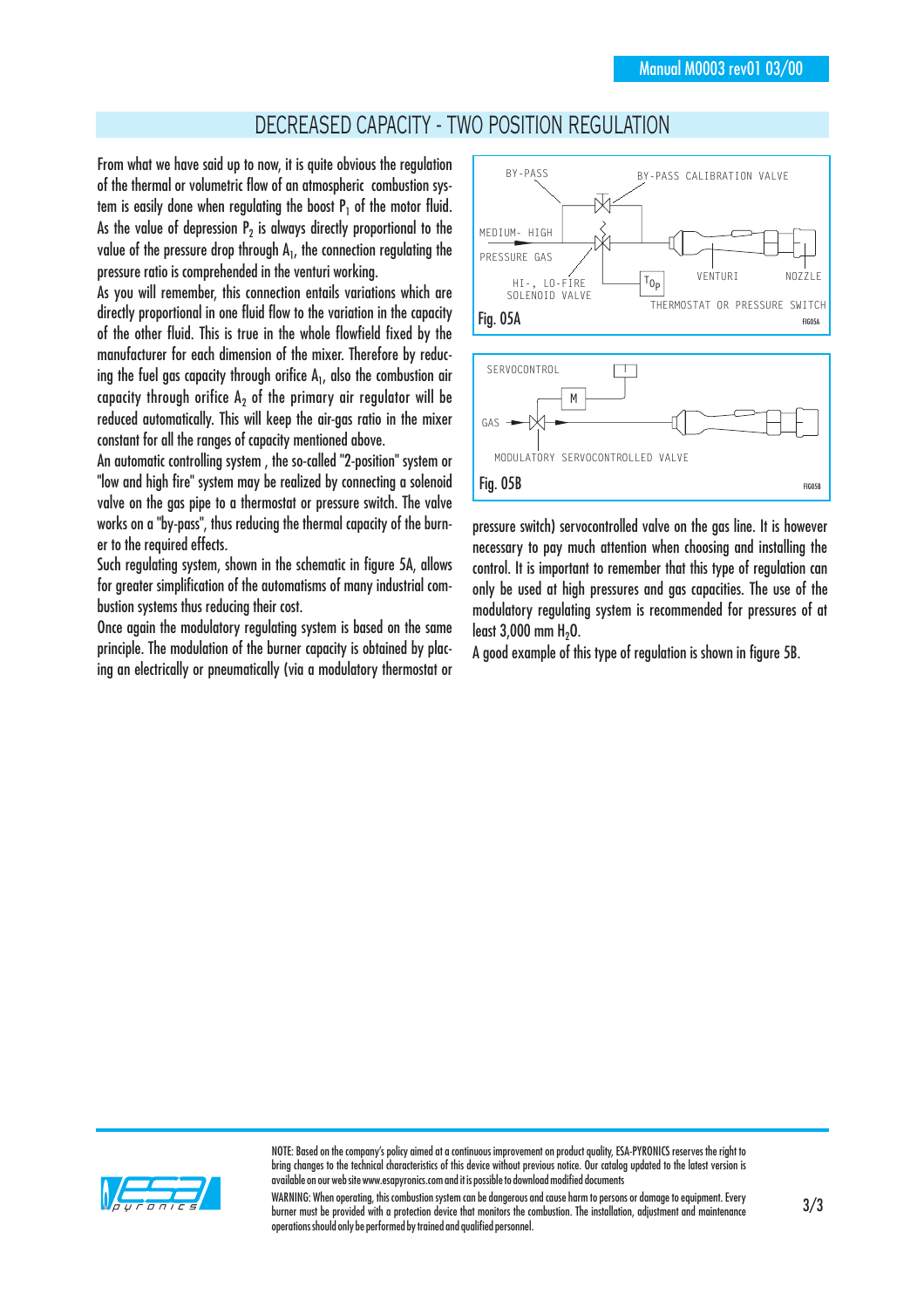## DECREASED CAPACITY - TWO POSITION REGULATION

From what we have said up to now, it is quite obvious the regulation of the thermal or volumetric flow of an atmospheric combustion system is easily done when regulating the boost $P_1$ of the motor fluid. As the value of depression $P_2$ is always directly proportional to the value of the pressure drop through $A_1$, the connection regulating the pressure ratio is comprehended in the venturi working.

As you will remember, this connection entails variations which are directly proportional in one fluid flow to the variation in the capacity of the other fluid. This is true in the whole flowfield fixed by the manufacturer for each dimension of the mixer. Therefore by reducing the fuel gas capacity through orifice $A_1$, also the combustion air capacity through orifice $A_2$ of the primary air regulator will be reduced automatically. This will keep the air-gas ratio in the mixer constant for all the ranges of capacity mentioned above.

An automatic controlling system , the so-called "2-position" system or "low and high fire" system may be realized by connecting a solenoid valve on the gas pipe to a thermostat or pressure switch. The valve works on a "by-pass", thus reducing the thermal capacity of the burner to the required effects.

Such regulating system, shown in the schematic in figure 5A, allows for greater simplification of the automatisms of many industrial combustion systems thus reducing their cost.

Once again the modulatory regulating system is based on the same principle. The modulation of the burner capacity is obtained by placing an electrically or pneumatically (via a modulatory thermostat or pressure switch) servocontrolled valve on the gas line. It is however necessary to pay much attention when choosing and installing the control. It is important to remember that this type of regulation can only be used at high pressures and gas capacities. The use of the modulatory regulating system is recommended for pressures of at least 3,000 mm $H_2O$.

A good example of this type of regulation is shown in figure 5B.

BY-PASS
BY-PASS CALIBRATION VALVE
MEDIUM- HIGH PRESSURE GAS
HI-, LO-FIRE SOLENOID VALVE
VENTURI
NOZZLE
THERMOSTAT OR PRESSURE SWITCH

Fig. 05A

SERVOCONTROL
M
GAS
MODULATORY SERVOCONTROLLED VALVE

Fig. 05B

NOTE: Based on the company's policy aimed at a continuous improvement on product quality, ESA-PYRONICS reserves the right to bring changes to the technical characteristics of this device without previous notice. Our catalog updated to the latest version is available on our web site www.esapyronics.com and it is possible to download modified documents

WARNING: When operating, this combustion system can be dangerous and cause harm to persons or damage to equipment. Every burner must be provided with a protection device that monitors the combustion. The installation, adjustment and maintenance operations should only be performed by trained and qualified personnel.